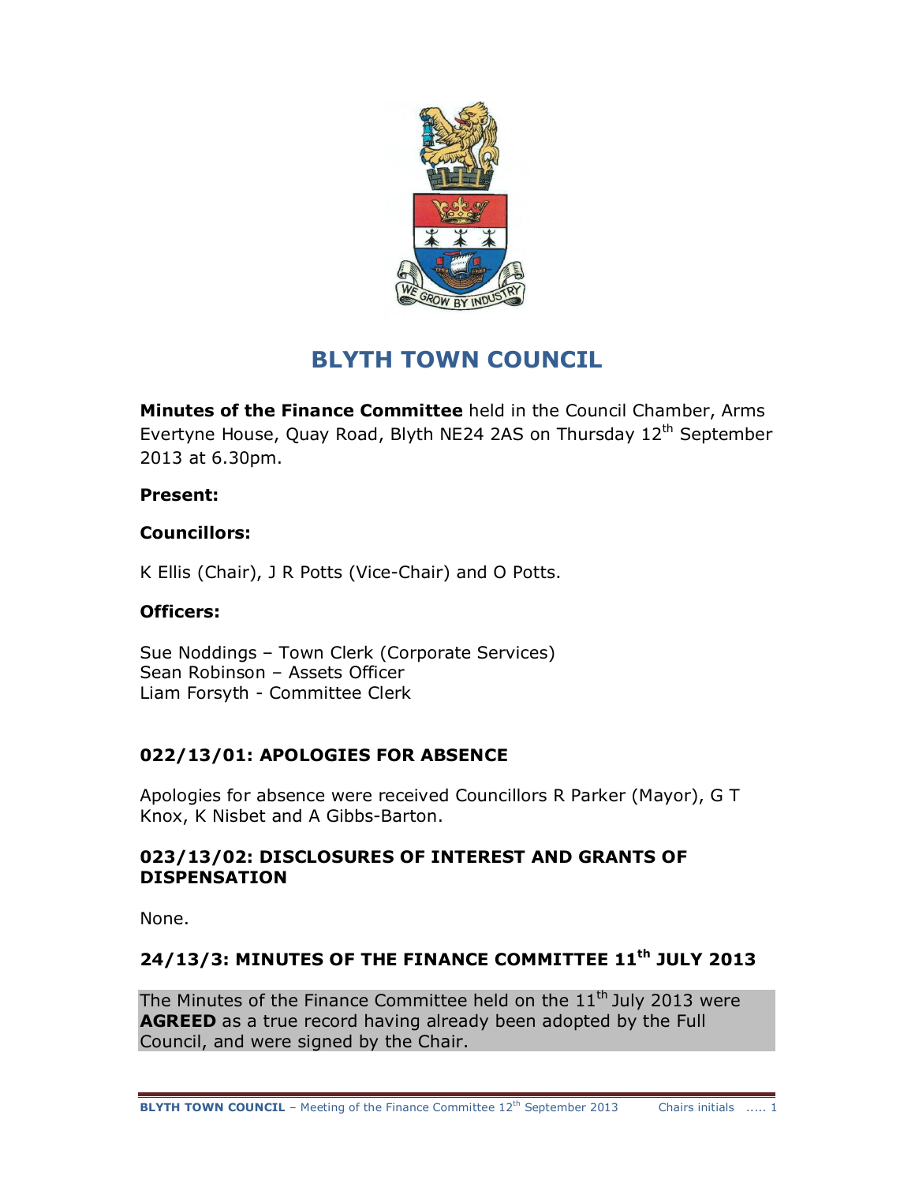# BLYTH TOWN COUNCIL

**Minutes of the Finance Committee** held in the Council Chamber, Arms Evertyne House, Quay Road, Blyth NE24 2AS on Thursday 12th September 2013 at 6.30pm.

**Present:**

**Councillors:**

K Ellis (Chair), J R Potts (Vice-Chair) and O Potts.

**Officers:**

Sue Noddings – Town Clerk (Corporate Services)
Sean Robinson – Assets Officer
Liam Forsyth - Committee Clerk

### 022/13/01: APOLOGIES FOR ABSENCE

Apologies for absence were received Councillors R Parker (Mayor), G T Knox, K Nisbet and A Gibbs-Barton.

### 023/13/02: DISCLOSURES OF INTEREST AND GRANTS OF DISPENSATION

None.

### 24/13/3: MINUTES OF THE FINANCE COMMITTEE 11th JULY 2013

The Minutes of the Finance Committee held on the 11th July 2013 were **AGREED** as a true record having already been adopted by the Full Council, and were signed by the Chair.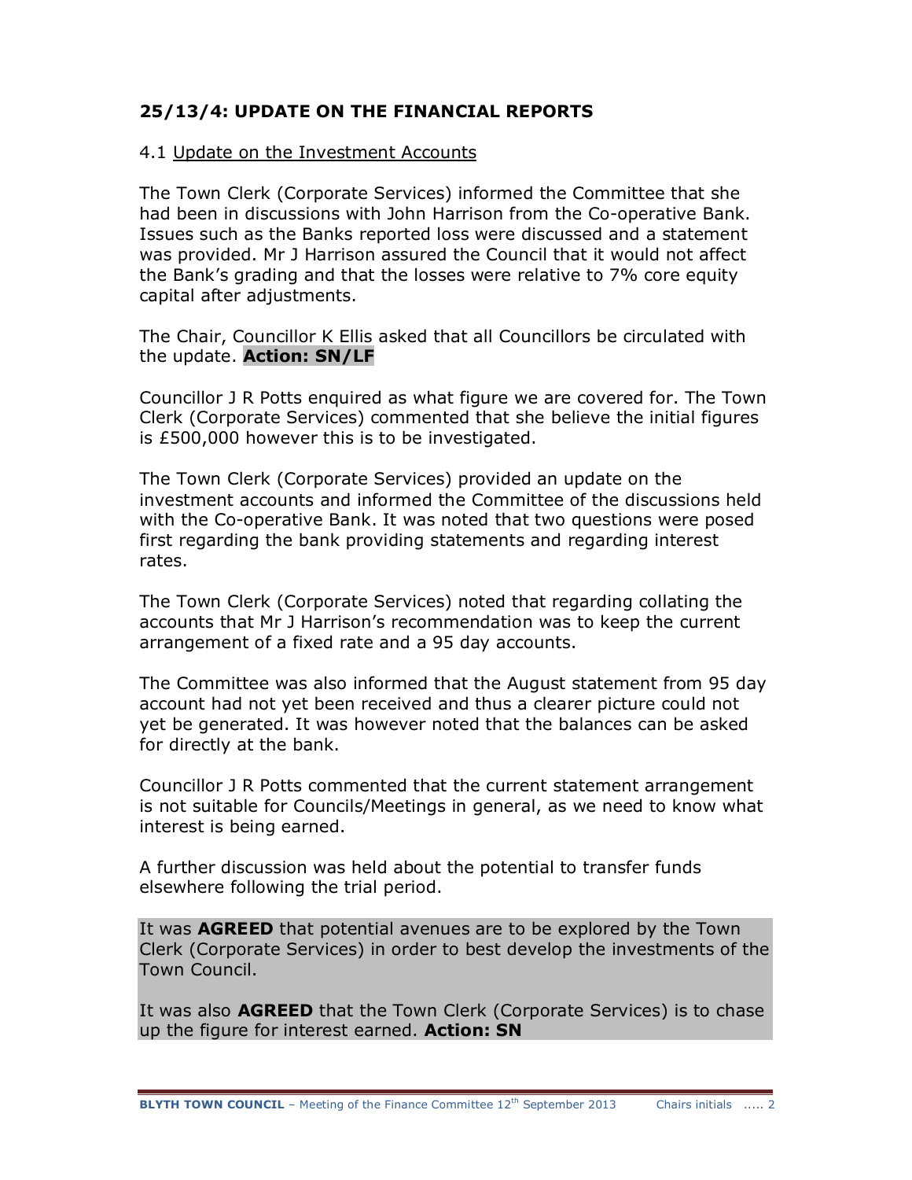### 25/13/4: UPDATE ON THE FINANCIAL REPORTS

4.1 Update on the Investment Accounts

The Town Clerk (Corporate Services) informed the Committee that she had been in discussions with John Harrison from the Co-operative Bank. Issues such as the Banks reported loss were discussed and a statement was provided. Mr J Harrison assured the Council that it would not affect the Bank's grading and that the losses were relative to 7% core equity capital after adjustments.

The Chair, Councillor K Ellis asked that all Councillors be circulated with the update. **Action: SN/LF**

Councillor J R Potts enquired as what figure we are covered for. The Town Clerk (Corporate Services) commented that she believe the initial figures is £500,000 however this is to be investigated.

The Town Clerk (Corporate Services) provided an update on the investment accounts and informed the Committee of the discussions held with the Co-operative Bank. It was noted that two questions were posed first regarding the bank providing statements and regarding interest rates.

The Town Clerk (Corporate Services) noted that regarding collating the accounts that Mr J Harrison's recommendation was to keep the current arrangement of a fixed rate and a 95 day accounts.

The Committee was also informed that the August statement from 95 day account had not yet been received and thus a clearer picture could not yet be generated. It was however noted that the balances can be asked for directly at the bank.

Councillor J R Potts commented that the current statement arrangement is not suitable for Councils/Meetings in general, as we need to know what interest is being earned.

A further discussion was held about the potential to transfer funds elsewhere following the trial period.

It was **AGREED** that potential avenues are to be explored by the Town Clerk (Corporate Services) in order to best develop the investments of the Town Council.

It was also **AGREED** that the Town Clerk (Corporate Services) is to chase up the figure for interest earned. **Action: SN**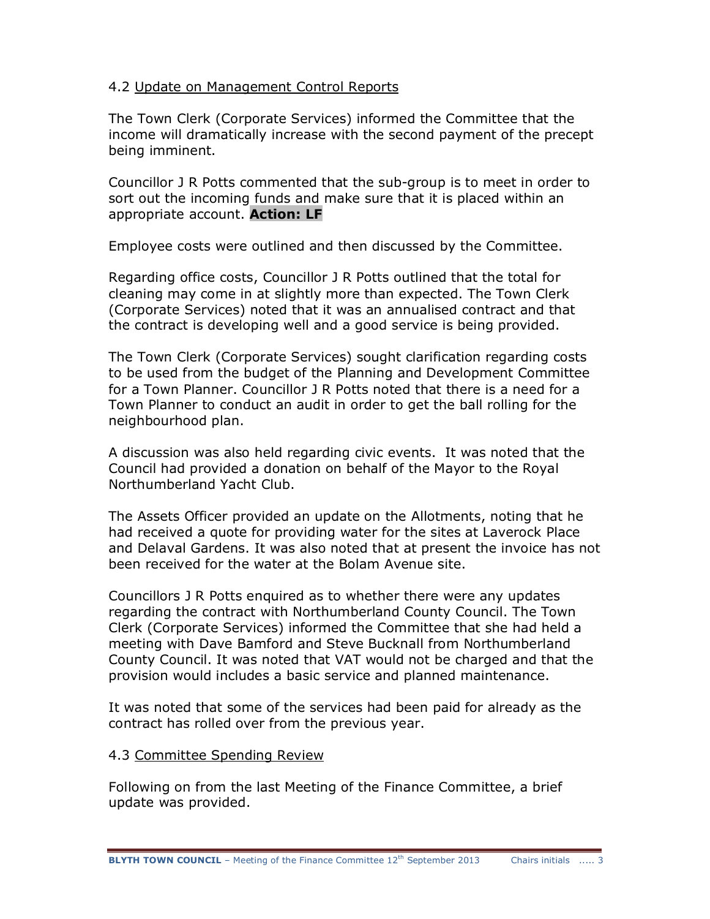4.2 <u>Update on Management Control Reports</u>

The Town Clerk (Corporate Services) informed the Committee that the income will dramatically increase with the second payment of the precept being imminent.

Councillor J R Potts commented that the sub-group is to meet in order to sort out the incoming funds and make sure that it is placed within an appropriate account. **Action: LF**

Employee costs were outlined and then discussed by the Committee.

Regarding office costs, Councillor J R Potts outlined that the total for cleaning may come in at slightly more than expected. The Town Clerk (Corporate Services) noted that it was an annualised contract and that the contract is developing well and a good service is being provided.

The Town Clerk (Corporate Services) sought clarification regarding costs to be used from the budget of the Planning and Development Committee for a Town Planner. Councillor J R Potts noted that there is a need for a Town Planner to conduct an audit in order to get the ball rolling for the neighbourhood plan.

A discussion was also held regarding civic events. It was noted that the Council had provided a donation on behalf of the Mayor to the Royal Northumberland Yacht Club.

The Assets Officer provided an update on the Allotments, noting that he had received a quote for providing water for the sites at Laverock Place and Delaval Gardens. It was also noted that at present the invoice has not been received for the water at the Bolam Avenue site.

Councillors J R Potts enquired as to whether there were any updates regarding the contract with Northumberland County Council. The Town Clerk (Corporate Services) informed the Committee that she had held a meeting with Dave Bamford and Steve Bucknall from Northumberland County Council. It was noted that VAT would not be charged and that the provision would includes a basic service and planned maintenance.

It was noted that some of the services had been paid for already as the contract has rolled over from the previous year.

4.3 <u>Committee Spending Review</u>

Following on from the last Meeting of the Finance Committee, a brief update was provided.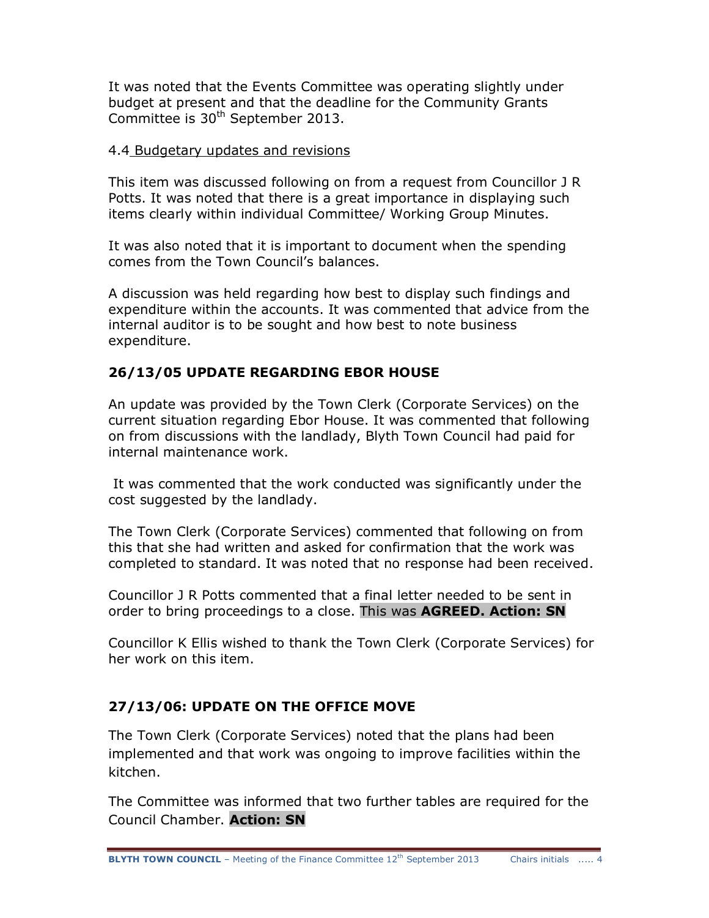It was noted that the Events Committee was operating slightly under budget at present and that the deadline for the Community Grants Committee is 30th September 2013.

4.4 Budgetary updates and revisions

This item was discussed following on from a request from Councillor J R Potts. It was noted that there is a great importance in displaying such items clearly within individual Committee/ Working Group Minutes.

It was also noted that it is important to document when the spending comes from the Town Council's balances.

A discussion was held regarding how best to display such findings and expenditure within the accounts. It was commented that advice from the internal auditor is to be sought and how best to note business expenditure.

## 26/13/05 UPDATE REGARDING EBOR HOUSE

An update was provided by the Town Clerk (Corporate Services) on the current situation regarding Ebor House. It was commented that following on from discussions with the landlady, Blyth Town Council had paid for internal maintenance work.

It was commented that the work conducted was significantly under the cost suggested by the landlady.

The Town Clerk (Corporate Services) commented that following on from this that she had written and asked for confirmation that the work was completed to standard. It was noted that no response had been received.

Councillor J R Potts commented that a final letter needed to be sent in order to bring proceedings to a close. This was **AGREED. Action: SN**

Councillor K Ellis wished to thank the Town Clerk (Corporate Services) for her work on this item.

## 27/13/06: UPDATE ON THE OFFICE MOVE

The Town Clerk (Corporate Services) noted that the plans had been implemented and that work was ongoing to improve facilities within the kitchen.

The Committee was informed that two further tables are required for the Council Chamber. **Action: SN**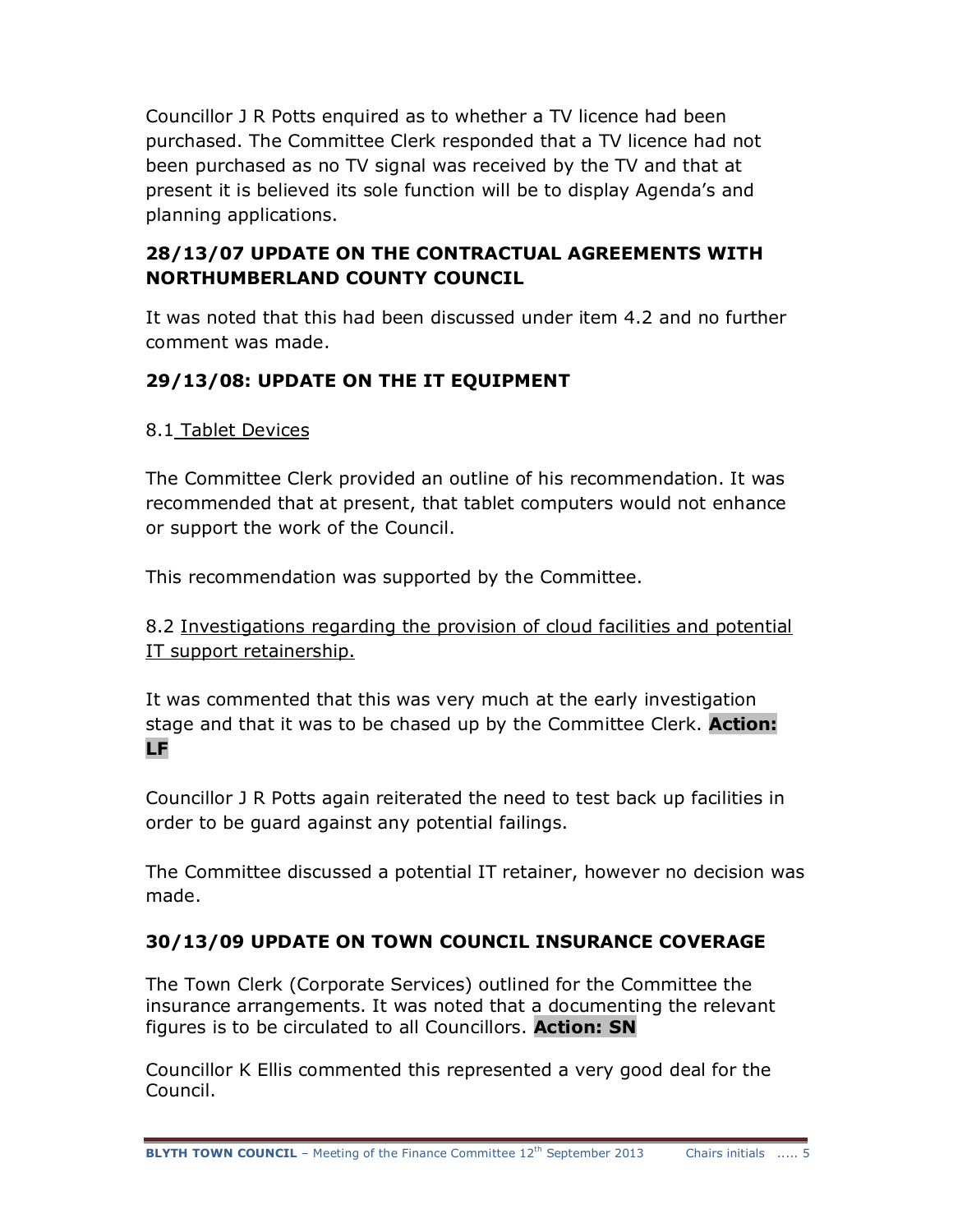Councillor J R Potts enquired as to whether a TV licence had been purchased. The Committee Clerk responded that a TV licence had not been purchased as no TV signal was received by the TV and that at present it is believed its sole function will be to display Agenda's and planning applications.

## 28/13/07 UPDATE ON THE CONTRACTUAL AGREEMENTS WITH NORTHUMBERLAND COUNTY COUNCIL

It was noted that this had been discussed under item 4.2 and no further comment was made.

## 29/13/08: UPDATE ON THE IT EQUIPMENT

8.1 <u>Tablet Devices</u>

The Committee Clerk provided an outline of his recommendation. It was recommended that at present, that tablet computers would not enhance or support the work of the Council.

This recommendation was supported by the Committee.

8.2 <u>Investigations regarding the provision of cloud facilities and potential IT support retainership.</u>

It was commented that this was very much at the early investigation stage and that it was to be chased up by the Committee Clerk. **Action: LF**

Councillor J R Potts again reiterated the need to test back up facilities in order to be guard against any potential failings.

The Committee discussed a potential IT retainer, however no decision was made.

## 30/13/09 UPDATE ON TOWN COUNCIL INSURANCE COVERAGE

The Town Clerk (Corporate Services) outlined for the Committee the insurance arrangements. It was noted that a documenting the relevant figures is to be circulated to all Councillors. **Action: SN**

Councillor K Ellis commented this represented a very good deal for the Council.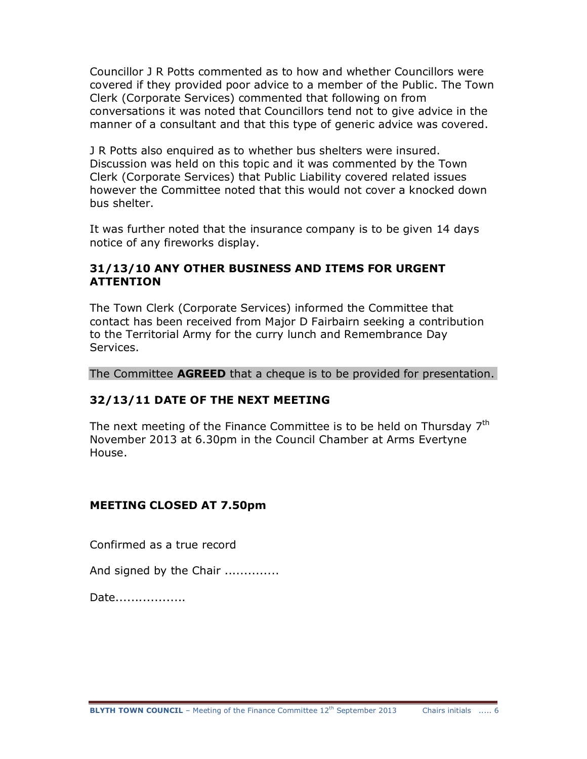Councillor J R Potts commented as to how and whether Councillors were covered if they provided poor advice to a member of the Public. The Town Clerk (Corporate Services) commented that following on from conversations it was noted that Councillors tend not to give advice in the manner of a consultant and that this type of generic advice was covered.

J R Potts also enquired as to whether bus shelters were insured. Discussion was held on this topic and it was commented by the Town Clerk (Corporate Services) that Public Liability covered related issues however the Committee noted that this would not cover a knocked down bus shelter.

It was further noted that the insurance company is to be given 14 days notice of any fireworks display.

### 31/13/10 ANY OTHER BUSINESS AND ITEMS FOR URGENT ATTENTION

The Town Clerk (Corporate Services) informed the Committee that contact has been received from Major D Fairbairn seeking a contribution to the Territorial Army for the curry lunch and Remembrance Day Services.

The Committee **AGREED** that a cheque is to be provided for presentation.

### 32/13/11 DATE OF THE NEXT MEETING

The next meeting of the Finance Committee is to be held on Thursday 7th November 2013 at 6.30pm in the Council Chamber at Arms Evertyne House.

### MEETING CLOSED AT 7.50pm

Confirmed as a true record

And signed by the Chair ..............

Date..................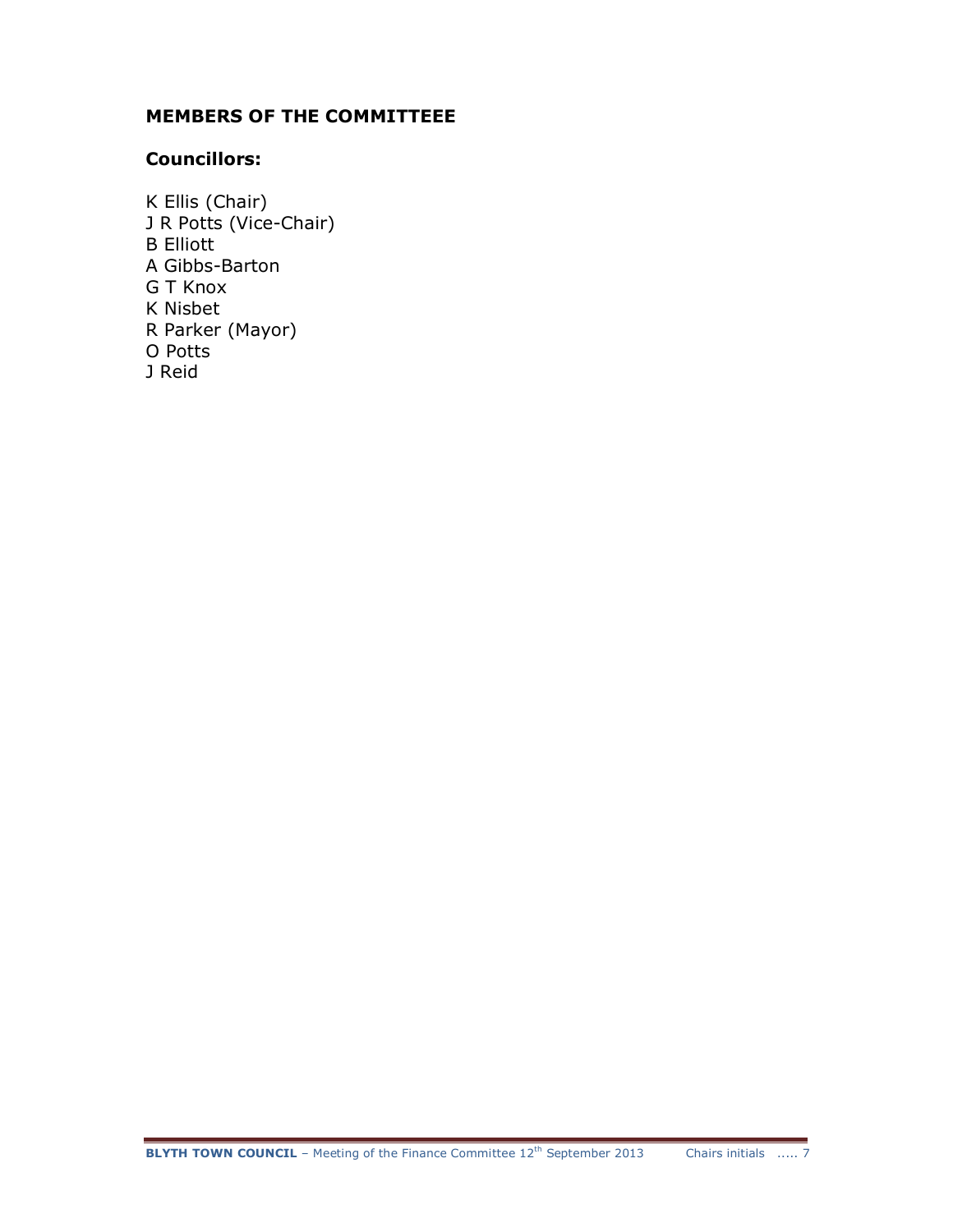## MEMBERS OF THE COMMITTEEE

### Councillors:

K Ellis (Chair)
J R Potts (Vice-Chair)
B Elliott
A Gibbs-Barton
G T Knox
K Nisbet
R Parker (Mayor)
O Potts
J Reid